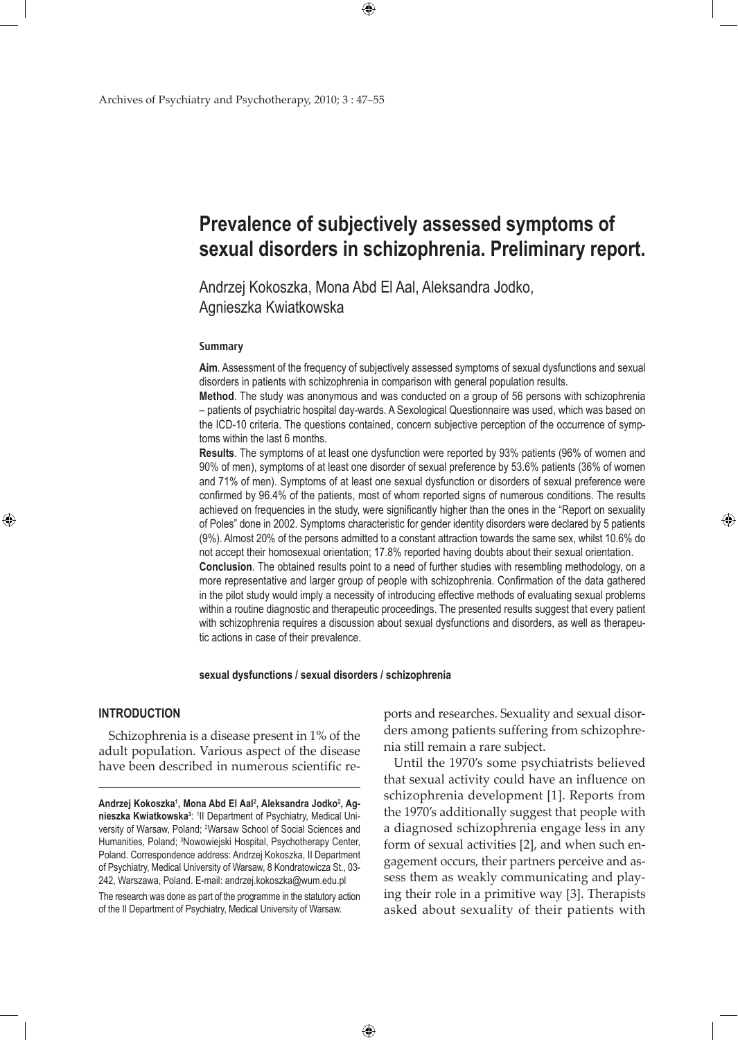# Prevalence of subjectively assessed symptoms of sexual disorders in schizophrenia. Preliminary report.

Andrzej Kokoszka, Mona Abd El Aal, Aleksandra Jodko, Agnieszka Kwiatkowska

### Summary

**Aim**. Assessment of the frequency of subjectively assessed symptoms of sexual dysfunctions and sexual disorders in patients with schizophrenia in comparison with general population results.

**Method**. The study was anonymous and was conducted on a group of 56 persons with schizophrenia – patients of psychiatric hospital day-wards. A Sexological Questionnaire was used, which was based on the ICD-10 criteria. The questions contained, concern subjective perception of the occurrence of symptoms within the last 6 months.

**Results**. The symptoms of at least one dysfunction were reported by 93% patients (96% of women and 90% of men), symptoms of at least one disorder of sexual preference by 53.6% patients (36% of women and 71% of men). Symptoms of at least one sexual dysfunction or disorders of sexual preference were confirmed by 96.4% of the patients, most of whom reported signs of numerous conditions. The results achieved on frequencies in the study, were significantly higher than the ones in the "Report on sexuality of Poles" done in 2002. Symptoms characteristic for gender identity disorders were declared by 5 patients (9%). Almost 20% of the persons admitted to a constant attraction towards the same sex, whilst 10.6% do not accept their homosexual orientation; 17.8% reported having doubts about their sexual orientation.

**Conclusion**. The obtained results point to a need of further studies with resembling methodology, on a more representative and larger group of people with schizophrenia. Confirmation of the data gathered in the pilot study would imply a necessity of introducing effective methods of evaluating sexual problems within a routine diagnostic and therapeutic proceedings. The presented results suggest that every patient with schizophrenia requires a discussion about sexual dysfunctions and disorders, as well as therapeutic actions in case of their prevalence.

**sexual dysfunctions / sexual disorders / schizophrenia**

## INTRODUCTION

Schizophrenia is a disease present in 1% of the adult population. Various aspect of the disease have been described in numerous scientific reports and researches. Sexuality and sexual disorders among patients suffering from schizophrenia still remain a rare subject.

Until the 1970's some psychiatrists believed that sexual activity could have an influence on schizophrenia development [1]. Reports from the 1970's additionally suggest that people with a diagnosed schizophrenia engage less in any form of sexual activities [2], and when such engagement occurs, their partners perceive and assess them as weakly communicating and playing their role in a primitive way [3]. Therapists asked about sexuality of their patients with

---

**Andrzej Kokoszka[1], Mona Abd El Aal[2], Aleksandra Jodko[2], Agnieszka Kwiatkowska[3]**: [1]II Department of Psychiatry, Medical University of Warsaw, Poland; [2]Warsaw School of Social Sciences and Humanities, Poland; [3]Nowowiejski Hospital, Psychotherapy Center, Poland. Correspondence address: Andrzej Kokoszka, II Department of Psychiatry, Medical University of Warsaw, 8 Kondratowicza St., 03-242, Warszawa, Poland. E-mail: andrzej.kokoszka@wum.edu.pl

The research was done as part of the programme in the statutory action of the II Department of Psychiatry, Medical University of Warsaw.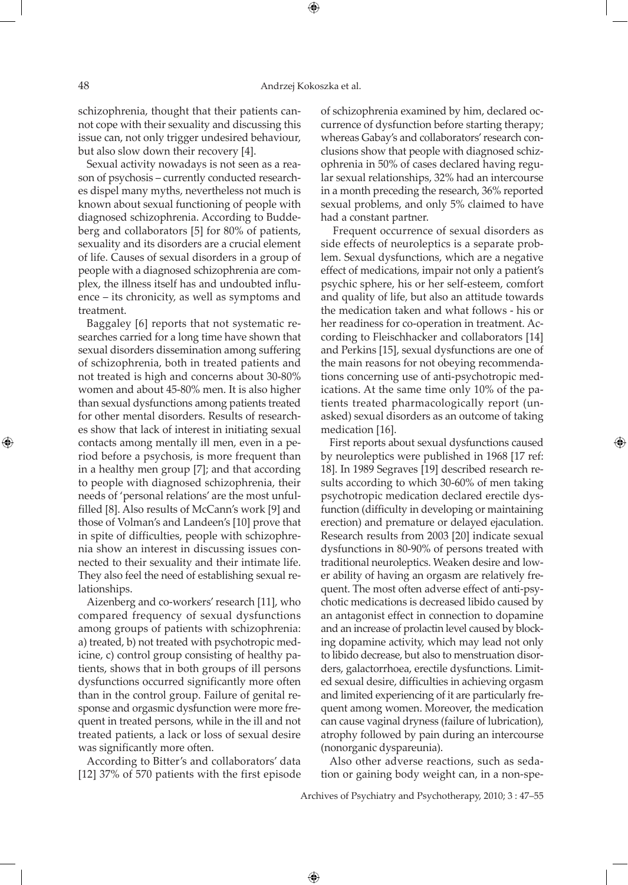schizophrenia, thought that their patients cannot cope with their sexuality and discussing this issue can, not only trigger undesired behaviour, but also slow down their recovery [4].

Sexual activity nowadays is not seen as a reason of psychosis – currently conducted researches dispel many myths, nevertheless not much is known about sexual functioning of people with diagnosed schizophrenia. According to Buddeberg and collaborators [5] for 80% of patients, sexuality and its disorders are a crucial element of life. Causes of sexual disorders in a group of people with a diagnosed schizophrenia are complex, the illness itself has and undoubted influence – its chronicity, as well as symptoms and treatment.

Baggaley [6] reports that not systematic researches carried for a long time have shown that sexual disorders dissemination among suffering of schizophrenia, both in treated patients and not treated is high and concerns about 30-80% women and about 45-80% men. It is also higher than sexual dysfunctions among patients treated for other mental disorders. Results of researches show that lack of interest in initiating sexual contacts among mentally ill men, even in a period before a psychosis, is more frequent than in a healthy men group [7]; and that according to people with diagnosed schizophrenia, their needs of 'personal relations' are the most unfulfilled [8]. Also results of McCann's work [9] and those of Volman's and Landeen's [10] prove that in spite of difficulties, people with schizophrenia show an interest in discussing issues connected to their sexuality and their intimate life. They also feel the need of establishing sexual relationships.

Aizenberg and co-workers' research [11], who compared frequency of sexual dysfunctions among groups of patients with schizophrenia: a) treated, b) not treated with psychotropic medicine, c) control group consisting of healthy patients, shows that in both groups of ill persons dysfunctions occurred significantly more often than in the control group. Failure of genital response and orgasmic dysfunction were more frequent in treated persons, while in the ill and not treated patients, a lack or loss of sexual desire was significantly more often.

According to Bitter's and collaborators' data [12] 37% of 570 patients with the first episode of schizophrenia examined by him, declared occurrence of dysfunction before starting therapy; whereas Gabay's and collaborators' research conclusions show that people with diagnosed schizophrenia in 50% of cases declared having regular sexual relationships, 32% had an intercourse in a month preceding the research, 36% reported sexual problems, and only 5% claimed to have had a constant partner.

Frequent occurrence of sexual disorders as side effects of neuroleptics is a separate problem. Sexual dysfunctions, which are a negative effect of medications, impair not only a patient's psychic sphere, his or her self-esteem, comfort and quality of life, but also an attitude towards the medication taken and what follows - his or her readiness for co-operation in treatment. According to Fleischhacker and collaborators [14] and Perkins [15], sexual dysfunctions are one of the main reasons for not obeying recommendations concerning use of anti-psychotropic medications. At the same time only 10% of the patients treated pharmacologically report (unasked) sexual disorders as an outcome of taking medication [16].

First reports about sexual dysfunctions caused by neuroleptics were published in 1968 [17 ref: 18]. In 1989 Segraves [19] described research results according to which 30-60% of men taking psychotropic medication declared erectile dysfunction (difficulty in developing or maintaining erection) and premature or delayed ejaculation. Research results from 2003 [20] indicate sexual dysfunctions in 80-90% of persons treated with traditional neuroleptics. Weaken desire and lower ability of having an orgasm are relatively frequent. The most often adverse effect of anti-psychotic medications is decreased libido caused by an antagonist effect in connection to dopamine and an increase of prolactin level caused by blocking dopamine activity, which may lead not only to libido decrease, but also to menstruation disorders, galactorrhoea, erectile dysfunctions. Limited sexual desire, difficulties in achieving orgasm and limited experiencing of it are particularly frequent among women. Moreover, the medication can cause vaginal dryness (failure of lubrication), atrophy followed by pain during an intercourse (nonorganic dyspareunia).

Also other adverse reactions, such as sedation or gaining body weight can, in a non-spe-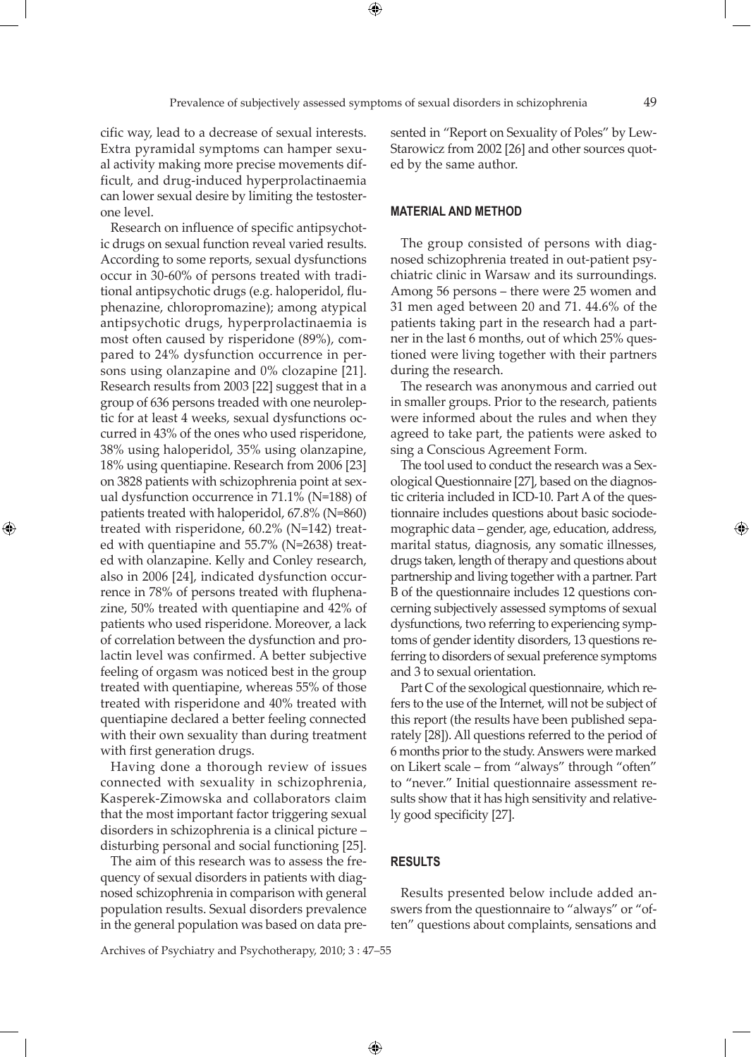cific way, lead to a decrease of sexual interests. Extra pyramidal symptoms can hamper sexual activity making more precise movements difficult, and drug-induced hyperprolactinaemia can lower sexual desire by limiting the testosterone level.

Research on influence of specific antipsychotic drugs on sexual function reveal varied results. According to some reports, sexual dysfunctions occur in 30-60% of persons treated with traditional antipsychotic drugs (e.g. haloperidol, fluphenazine, chloropromazine); among atypical antipsychotic drugs, hyperprolactinaemia is most often caused by risperidone (89%), compared to 24% dysfunction occurrence in persons using olanzapine and 0% clozapine [21]. Research results from 2003 [22] suggest that in a group of 636 persons treaded with one neuroleptic for at least 4 weeks, sexual dysfunctions occurred in 43% of the ones who used risperidone, 38% using haloperidol, 35% using olanzapine, 18% using quentiapine. Research from 2006 [23] on 3828 patients with schizophrenia point at sexual dysfunction occurrence in 71.1% (N=188) of patients treated with haloperidol, 67.8% (N=860) treated with risperidone, 60.2% (N=142) treated with quentiapine and 55.7% (N=2638) treated with olanzapine. Kelly and Conley research, also in 2006 [24], indicated dysfunction occurrence in 78% of persons treated with fluphenazine, 50% treated with quentiapine and 42% of patients who used risperidone. Moreover, a lack of correlation between the dysfunction and prolactin level was confirmed. A better subjective feeling of orgasm was noticed best in the group treated with quentiapine, whereas 55% of those treated with risperidone and 40% treated with quentiapine declared a better feeling connected with their own sexuality than during treatment with first generation drugs.

Having done a thorough review of issues connected with sexuality in schizophrenia, Kasperek-Zimowska and collaborators claim that the most important factor triggering sexual disorders in schizophrenia is a clinical picture – disturbing personal and social functioning [25].

The aim of this research was to assess the frequency of sexual disorders in patients with diagnosed schizophrenia in comparison with general population results. Sexual disorders prevalence in the general population was based on data presented in "Report on Sexuality of Poles" by Lew-Starowicz from 2002 [26] and other sources quoted by the same author.

## MATERIAL AND METHOD

The group consisted of persons with diagnosed schizophrenia treated in out-patient psychiatric clinic in Warsaw and its surroundings. Among 56 persons – there were 25 women and 31 men aged between 20 and 71. 44.6% of the patients taking part in the research had a partner in the last 6 months, out of which 25% questioned were living together with their partners during the research.

The research was anonymous and carried out in smaller groups. Prior to the research, patients were informed about the rules and when they agreed to take part, the patients were asked to sing a Conscious Agreement Form.

The tool used to conduct the research was a Sexological Questionnaire [27], based on the diagnostic criteria included in ICD-10. Part A of the questionnaire includes questions about basic sociodemographic data – gender, age, education, address, marital status, diagnosis, any somatic illnesses, drugs taken, length of therapy and questions about partnership and living together with a partner. Part B of the questionnaire includes 12 questions concerning subjectively assessed symptoms of sexual dysfunctions, two referring to experiencing symptoms of gender identity disorders, 13 questions referring to disorders of sexual preference symptoms and 3 to sexual orientation.

Part C of the sexological questionnaire, which refers to the use of the Internet, will not be subject of this report (the results have been published separately [28]). All questions referred to the period of 6 months prior to the study. Answers were marked on Likert scale – from "always" through "often" to "never." Initial questionnaire assessment results show that it has high sensitivity and relatively good specificity [27].

## RESULTS

Results presented below include added answers from the questionnaire to "always" or "often" questions about complaints, sensations and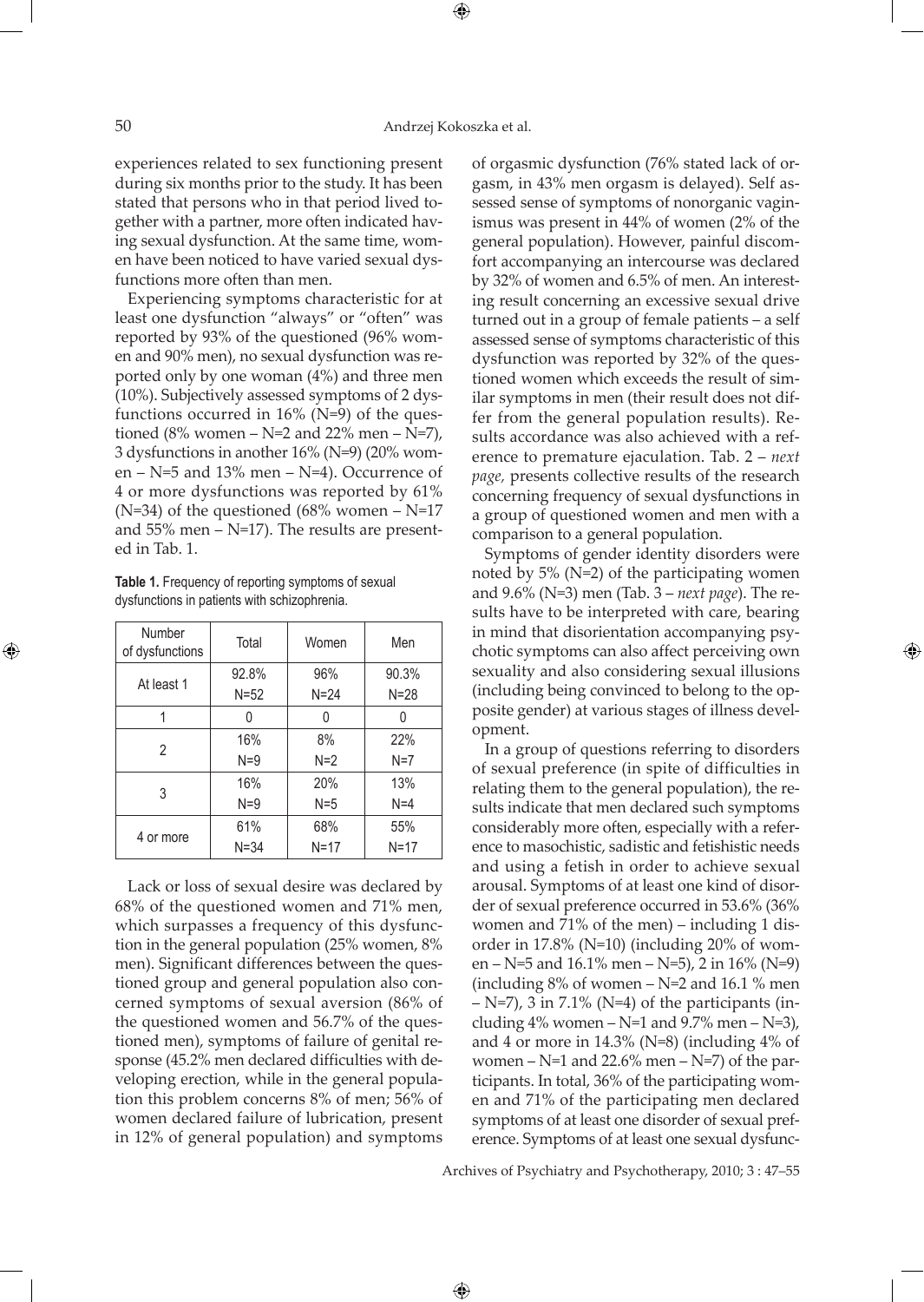experiences related to sex functioning present during six months prior to the study. It has been stated that persons who in that period lived together with a partner, more often indicated having sexual dysfunction. At the same time, women have been noticed to have varied sexual dysfunctions more often than men.

Experiencing symptoms characteristic for at least one dysfunction "always" or "often" was reported by 93% of the questioned (96% women and 90% men), no sexual dysfunction was reported only by one woman (4%) and three men (10%). Subjectively assessed symptoms of 2 dysfunctions occurred in 16% (N=9) of the questioned (8% women – N=2 and 22% men – N=7), 3 dysfunctions in another 16% (N=9) (20% women – N=5 and 13% men – N=4). Occurrence of 4 or more dysfunctions was reported by 61% (N=34) of the questioned (68% women – N=17 and 55% men – N=17). The results are presented in Tab. 1.

**Table 1.** Frequency of reporting symptoms of sexual dysfunctions in patients with schizophrenia.

| Number of dysfunctions | Total | Women | Men |
|---|---|---|---|
| At least 1 | 92.8% N=52 | 96% N=24 | 90.3% N=28 |
| 1 | 0 | 0 | 0 |
| 2 | 16% N=9 | 8% N=2 | 22% N=7 |
| 3 | 16% N=9 | 20% N=5 | 13% N=4 |
| 4 or more | 61% N=34 | 68% N=17 | 55% N=17 |

Lack or loss of sexual desire was declared by 68% of the questioned women and 71% men, which surpasses a frequency of this dysfunction in the general population (25% women, 8% men). Significant differences between the questioned group and general population also concerned symptoms of sexual aversion (86% of the questioned women and 56.7% of the questioned men), symptoms of failure of genital response (45.2% men declared difficulties with developing erection, while in the general population this problem concerns 8% of men; 56% of women declared failure of lubrication, present in 12% of general population) and symptoms of orgasmic dysfunction (76% stated lack of orgasm, in 43% men orgasm is delayed). Self assessed sense of symptoms of nonorganic vaginismus was present in 44% of women (2% of the general population). However, painful discomfort accompanying an intercourse was declared by 32% of women and 6.5% of men. An interesting result concerning an excessive sexual drive turned out in a group of female patients – a self assessed sense of symptoms characteristic of this dysfunction was reported by 32% of the questioned women which exceeds the result of similar symptoms in men (their result does not differ from the general population results). Results accordance was also achieved with a reference to premature ejaculation. Tab. 2 – *next page,* presents collective results of the research concerning frequency of sexual dysfunctions in a group of questioned women and men with a comparison to a general population.

Symptoms of gender identity disorders were noted by 5% (N=2) of the participating women and 9.6% (N=3) men (Tab. 3 – *next page*). The results have to be interpreted with care, bearing in mind that disorientation accompanying psychotic symptoms can also affect perceiving own sexuality and also considering sexual illusions (including being convinced to belong to the opposite gender) at various stages of illness development.

In a group of questions referring to disorders of sexual preference (in spite of difficulties in relating them to the general population), the results indicate that men declared such symptoms considerably more often, especially with a reference to masochistic, sadistic and fetishistic needs and using a fetish in order to achieve sexual arousal. Symptoms of at least one kind of disorder of sexual preference occurred in 53.6% (36% women and 71% of the men) – including 1 disorder in 17.8% (N=10) (including 20% of women – N=5 and 16.1% men – N=5), 2 in 16% (N=9) (including 8% of women – N=2 and 16.1 % men – N=7), 3 in 7.1% (N=4) of the participants (including 4% women – N=1 and 9.7% men – N=3), and 4 or more in 14.3% (N=8) (including 4% of women – N=1 and 22.6% men – N=7) of the participants. In total, 36% of the participating women and 71% of the participating men declared symptoms of at least one disorder of sexual preference. Symptoms of at least one sexual dysfunc-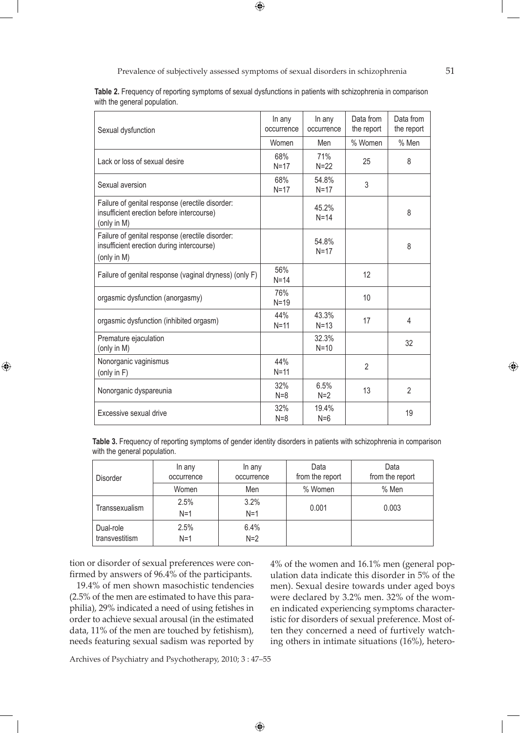**Table 2.** Frequency of reporting symptoms of sexual dysfunctions in patients with schizophrenia in comparison with the general population.

| Sexual dysfunction | In any occurrence | In any occurrence | Data from the report | Data from the report |
|---|---|---|---|---|
| | Women | Men | % Women | % Men |
| Lack or loss of sexual desire | 68% N=17 | 71% N=22 | 25 | 8 |
| Sexual aversion | 68% N=17 | 54.8% N=17 | 3 | |
| Failure of genital response (erectile disorder: insufficient erection before intercourse) (only in M) | | 45.2% N=14 | | 8 |
| Failure of genital response (erectile disorder: insufficient erection during intercourse) (only in M) | | 54.8% N=17 | | 8 |
| Failure of genital response (vaginal dryness) (only F) | 56% N=14 | | 12 | |
| orgasmic dysfunction (anorgasmy) | 76% N=19 | | 10 | |
| orgasmic dysfunction (inhibited orgasm) | 44% N=11 | 43.3% N=13 | 17 | 4 |
| Premature ejaculation (only in M) | | 32.3% N=10 | | 32 |
| Nonorganic vaginismus (only in F) | 44% N=11 | | 2 | |
| Nonorganic dyspareunia | 32% N=8 | 6.5% N=2 | 13 | 2 |
| Excessive sexual drive | 32% N=8 | 19.4% N=6 | | 19 |

**Table 3.** Frequency of reporting symptoms of gender identity disorders in patients with schizophrenia in comparison with the general population.

| Disorder | In any occurrence | In any occurrence | Data from the report | Data from the report |
|---|---|---|---|---|
| | Women | Men | % Women | % Men |
| Transsexualism | 2.5% N=1 | 3.2% N=1 | 0.001 | 0.003 |
| Dual-role transvestitism | 2.5% N=1 | 6.4% N=2 | | |

tion or disorder of sexual preferences were confirmed by answers of 96.4% of the participants.

19.4% of men shown masochistic tendencies (2.5% of the men are estimated to have this paraphilia), 29% indicated a need of using fetishes in order to achieve sexual arousal (in the estimated data, 11% of the men are touched by fetishism), needs featuring sexual sadism was reported by 4% of the women and 16.1% men (general population data indicate this disorder in 5% of the men). Sexual desire towards under aged boys were declared by 3.2% men. 32% of the women indicated experiencing symptoms characteristic for disorders of sexual preference. Most often they concerned a need of furtively watching others in intimate situations (16%), hetero-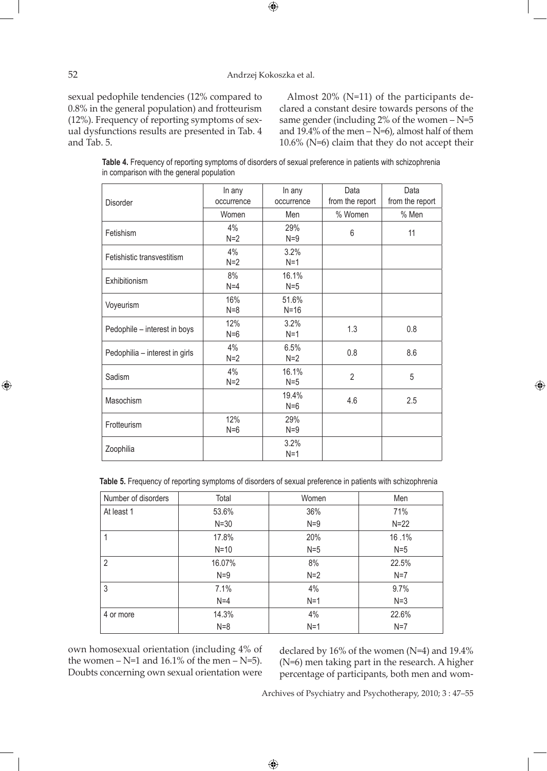sexual pedophile tendencies (12% compared to 0.8% in the general population) and frotteurism (12%). Frequency of reporting symptoms of sexual dysfunctions results are presented in Tab. 4 and Tab. 5.

Almost 20% (N=11) of the participants declared a constant desire towards persons of the same gender (including 2% of the women – N=5 and 19.4% of the men – N=6), almost half of them 10.6% (N=6) claim that they do not accept their own homosexual orientation (including 4% of the women – N=1 and 16.1% of the men – N=5). Doubts concerning own sexual orientation were declared by 16% of the women (N=4) and 19.4% (N=6) men taking part in the research. A higher percentage of participants, both men and wom-

**Table 4.** Frequency of reporting symptoms of disorders of sexual preference in patients with schizophrenia in comparison with the general population

| Disorder | In any occurrence | In any occurrence | Data from the report | Data from the report |
|---|---|---|---|---|
| | Women | Men | % Women | % Men |
| Fetishism | 4% N=2 | 29% N=9 | 6 | 11 |
| Fetishistic transvestitism | 4% N=2 | 3.2% N=1 | | |
| Exhibitionism | 8% N=4 | 16.1% N=5 | | |
| Voyeurism | 16% N=8 | 51.6% N=16 | | |
| Pedophile – interest in boys | 12% N=6 | 3.2% N=1 | 1.3 | 0.8 |
| Pedophilia – interest in girls | 4% N=2 | 6.5% N=2 | 0.8 | 8.6 |
| Sadism | 4% N=2 | 16.1% N=5 | 2 | 5 |
| Masochism | | 19.4% N=6 | 4.6 | 2.5 |
| Frotteurism | 12% N=6 | 29% N=9 | | |
| Zoophilia | | 3.2% N=1 | | |

**Table 5.** Frequency of reporting symptoms of disorders of sexual preference in patients with schizophrenia

| Number of disorders | Total | Women | Men |
|---|---|---|---|
| At least 1 | 53.6% N=30 | 36% N=9 | 71% N=22 |
| 1 | 17.8% N=10 | 20% N=5 | 16 .1% N=5 |
| 2 | 16.07% N=9 | 8% N=2 | 22.5% N=7 |
| 3 | 7.1% N=4 | 4% N=1 | 9.7% N=3 |
| 4 or more | 14.3% N=8 | 4% N=1 | 22.6% N=7 |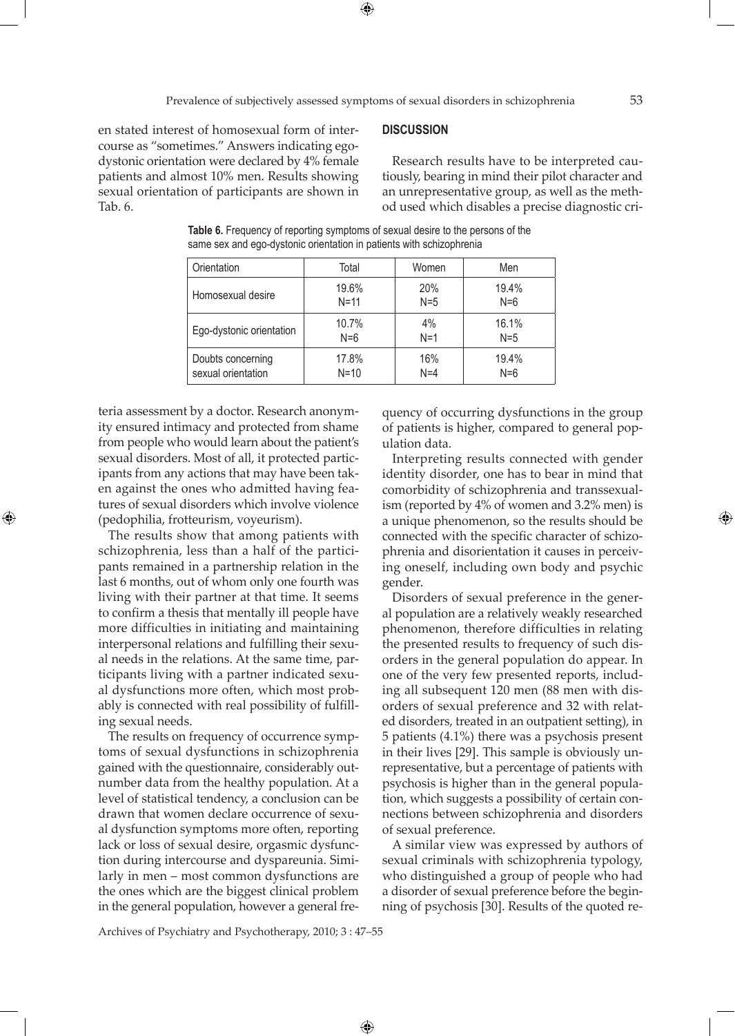en stated interest of homosexual form of intercourse as "sometimes." Answers indicating egodystonic orientation were declared by 4% female patients and almost 10% men. Results showing sexual orientation of participants are shown in Tab. 6.

**Table 6.** Frequency of reporting symptoms of sexual desire to the persons of the same sex and ego-dystonic orientation in patients with schizophrenia

| Orientation | Total | Women | Men |
|---|---|---|---|
| Homosexual desire | 19.6% N=11 | 20% N=5 | 19.4% N=6 |
| Ego-dystonic orientation | 10.7% N=6 | 4% N=1 | 16.1% N=5 |
| Doubts concerning sexual orientation | 17.8% N=10 | 16% N=4 | 19.4% N=6 |

## DISCUSSION

Research results have to be interpreted cautiously, bearing in mind their pilot character and an unrepresentative group, as well as the method used which disables a precise diagnostic criteria assessment by a doctor. Research anonymity ensured intimacy and protected from shame from people who would learn about the patient's sexual disorders. Most of all, it protected participants from any actions that may have been taken against the ones who admitted having features of sexual disorders which involve violence (pedophilia, frotteurism, voyeurism).

The results show that among patients with schizophrenia, less than a half of the participants remained in a partnership relation in the last 6 months, out of whom only one fourth was living with their partner at that time. It seems to confirm a thesis that mentally ill people have more difficulties in initiating and maintaining interpersonal relations and fulfilling their sexual needs in the relations. At the same time, participants living with a partner indicated sexual dysfunctions more often, which most probably is connected with real possibility of fulfilling sexual needs.

The results on frequency of occurrence symptoms of sexual dysfunctions in schizophrenia gained with the questionnaire, considerably outnumber data from the healthy population. At a level of statistical tendency, a conclusion can be drawn that women declare occurrence of sexual dysfunction symptoms more often, reporting lack or loss of sexual desire, orgasmic dysfunction during intercourse and dyspareunia. Similarly in men – most common dysfunctions are the ones which are the biggest clinical problem in the general population, however a general frequency of occurring dysfunctions in the group of patients is higher, compared to general population data.

Interpreting results connected with gender identity disorder, one has to bear in mind that comorbidity of schizophrenia and transsexualism (reported by 4% of women and 3.2% men) is a unique phenomenon, so the results should be connected with the specific character of schizophrenia and disorientation it causes in perceiving oneself, including own body and psychic gender.

Disorders of sexual preference in the general population are a relatively weakly researched phenomenon, therefore difficulties in relating the presented results to frequency of such disorders in the general population do appear. In one of the very few presented reports, including all subsequent 120 men (88 men with disorders of sexual preference and 32 with related disorders, treated in an outpatient setting), in 5 patients (4.1%) there was a psychosis present in their lives [29]. This sample is obviously unrepresentative, but a percentage of patients with psychosis is higher than in the general population, which suggests a possibility of certain connections between schizophrenia and disorders of sexual preference.

A similar view was expressed by authors of sexual criminals with schizophrenia typology, who distinguished a group of people who had a disorder of sexual preference before the beginning of psychosis [30]. Results of the quoted re-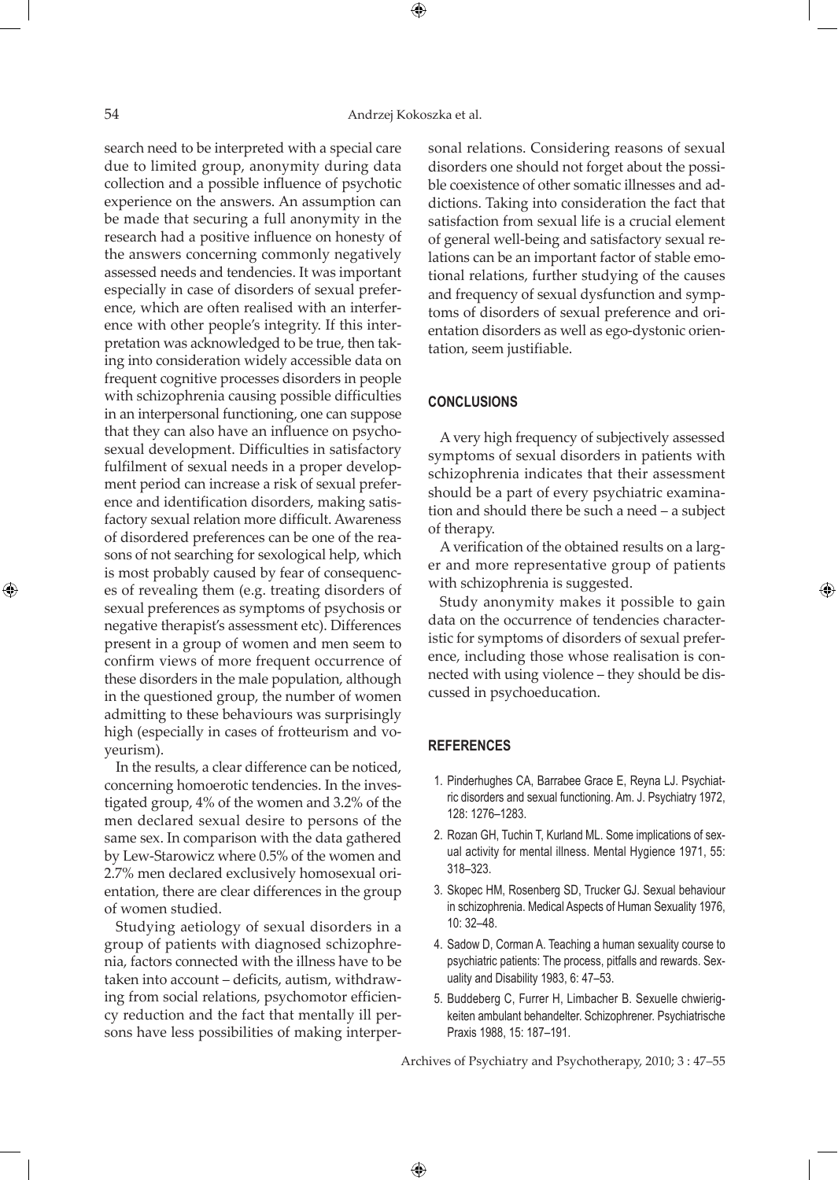search need to be interpreted with a special care due to limited group, anonymity during data collection and a possible influence of psychotic experience on the answers. An assumption can be made that securing a full anonymity in the research had a positive influence on honesty of the answers concerning commonly negatively assessed needs and tendencies. It was important especially in case of disorders of sexual preference, which are often realised with an interference with other people's integrity. If this interpretation was acknowledged to be true, then taking into consideration widely accessible data on frequent cognitive processes disorders in people with schizophrenia causing possible difficulties in an interpersonal functioning, one can suppose that they can also have an influence on psychosexual development. Difficulties in satisfactory fulfilment of sexual needs in a proper development period can increase a risk of sexual preference and identification disorders, making satisfactory sexual relation more difficult. Awareness of disordered preferences can be one of the reasons of not searching for sexological help, which is most probably caused by fear of consequences of revealing them (e.g. treating disorders of sexual preferences as symptoms of psychosis or negative therapist's assessment etc). Differences present in a group of women and men seem to confirm views of more frequent occurrence of these disorders in the male population, although in the questioned group, the number of women admitting to these behaviours was surprisingly high (especially in cases of frotteurism and voyeurism).

In the results, a clear difference can be noticed, concerning homoerotic tendencies. In the investigated group, 4% of the women and 3.2% of the men declared sexual desire to persons of the same sex. In comparison with the data gathered by Lew-Starowicz where 0.5% of the women and 2.7% men declared exclusively homosexual orientation, there are clear differences in the group of women studied.

Studying aetiology of sexual disorders in a group of patients with diagnosed schizophrenia, factors connected with the illness have to be taken into account – deficits, autism, withdrawing from social relations, psychomotor efficiency reduction and the fact that mentally ill persons have less possibilities of making interpersonal relations. Considering reasons of sexual disorders one should not forget about the possible coexistence of other somatic illnesses and addictions. Taking into consideration the fact that satisfaction from sexual life is a crucial element of general well-being and satisfactory sexual relations can be an important factor of stable emotional relations, further studying of the causes and frequency of sexual dysfunction and symptoms of disorders of sexual preference and orientation disorders as well as ego-dystonic orientation, seem justifiable.

## CONCLUSIONS

A very high frequency of subjectively assessed symptoms of sexual disorders in patients with schizophrenia indicates that their assessment should be a part of every psychiatric examination and should there be such a need – a subject of therapy.

A verification of the obtained results on a larger and more representative group of patients with schizophrenia is suggested.

Study anonymity makes it possible to gain data on the occurrence of tendencies characteristic for symptoms of disorders of sexual preference, including those whose realisation is connected with using violence – they should be discussed in psychoeducation.

## REFERENCES

1. Pinderhughes CA, Barrabee Grace E, Reyna LJ. Psychiatric disorders and sexual functioning. Am. J. Psychiatry 1972, 128: 1276–1283.
2. Rozan GH, Tuchin T, Kurland ML. Some implications of sexual activity for mental illness. Mental Hygience 1971, 55: 318–323.
3. Skopec HM, Rosenberg SD, Trucker GJ. Sexual behaviour in schizophrenia. Medical Aspects of Human Sexuality 1976, 10: 32–48.
4. Sadow D, Corman A. Teaching a human sexuality course to psychiatric patients: The process, pitfalls and rewards. Sexuality and Disability 1983, 6: 47–53.
5. Buddeberg C, Furrer H, Limbacher B. Sexuelle chwierigkeiten ambulant behandelter. Schizophrener. Psychiatrische Praxis 1988, 15: 187–191.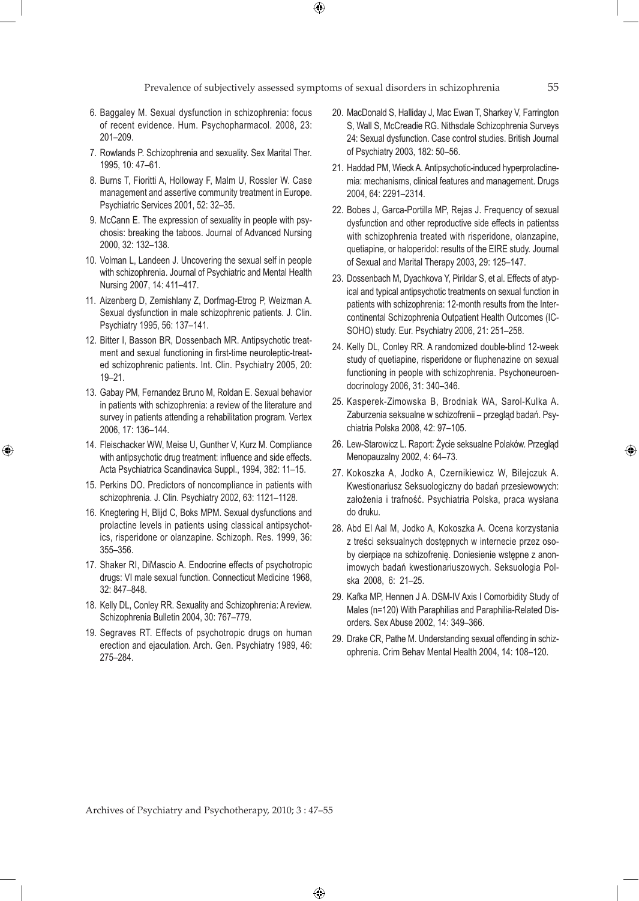6. Baggaley M. Sexual dysfunction in schizophrenia: focus of recent evidence. Hum. Psychopharmacol. 2008, 23: 201–209.
7. Rowlands P. Schizophrenia and sexuality. Sex Marital Ther. 1995, 10: 47–61.
8. Burns T, Fioritti A, Holloway F, Malm U, Rossler W. Case management and assertive community treatment in Europe. Psychiatric Services 2001, 52: 32–35.
9. McCann E. The expression of sexuality in people with psychosis: breaking the taboos. Journal of Advanced Nursing 2000, 32: 132–138.
10. Volman L, Landeen J. Uncovering the sexual self in people with schizophrenia. Journal of Psychiatric and Mental Health Nursing 2007, 14: 411–417.
11. Aizenberg D, Zemishlany Z, Dorfmag-Etrog P, Weizman A. Sexual dysfunction in male schizophrenic patients. J. Clin. Psychiatry 1995, 56: 137–141.
12. Bitter I, Basson BR, Dossenbach MR. Antipsychotic treatment and sexual functioning in first-time neuroleptic-treated schizophrenic patients. Int. Clin. Psychiatry 2005, 20: 19–21.
13. Gabay PM, Fernandez Bruno M, Roldan E. Sexual behavior in patients with schizophrenia: a review of the literature and survey in patients attending a rehabilitation program. Vertex 2006, 17: 136–144.
14. Fleischacker WW, Meise U, Gunther V, Kurz M. Compliance with antipsychotic drug treatment: influence and side effects. Acta Psychiatrica Scandinavica Suppl., 1994, 382: 11–15.
15. Perkins DO. Predictors of noncompliance in patients with schizophrenia. J. Clin. Psychiatry 2002, 63: 1121–1128.
16. Knegtering H, Blijd C, Boks MPM. Sexual dysfunctions and prolactine levels in patients using classical antipsychotics, risperidone or olanzapine. Schizoph. Res. 1999, 36: 355–356.
17. Shaker RI, DiMascio A. Endocrine effects of psychotropic drugs: VI male sexual function. Connecticut Medicine 1968, 32: 847–848.
18. Kelly DL, Conley RR. Sexuality and Schizophrenia: A review. Schizophrenia Bulletin 2004, 30: 767–779.
19. Segraves RT. Effects of psychotropic drugs on human erection and ejaculation. Arch. Gen. Psychiatry 1989, 46: 275–284.
20. MacDonald S, Halliday J, Mac Ewan T, Sharkey V, Farrington S, Wall S, McCreadie RG. Nithsdale Schizophrenia Surveys 24: Sexual dysfunction. Case control studies. British Journal of Psychiatry 2003, 182: 50–56.
21. Haddad PM, Wieck A. Antipsychotic-induced hyperprolactinemia: mechanisms, clinical features and management. Drugs 2004, 64: 2291–2314.
22. Bobes J, Garca-Portilla MP, Rejas J. Frequency of sexual dysfunction and other reproductive side effects in patientss with schizophrenia treated with risperidone, olanzapine, quetiapine, or haloperidol: results of the EIRE study. Journal of Sexual and Marital Therapy 2003, 29: 125–147.
23. Dossenbach M, Dyachkova Y, Pirildar S, et al. Effects of atypical and typical antipsychotic treatments on sexual function in patients with schizophrenia: 12-month results from the Intercontinental Schizophrenia Outpatient Health Outcomes (IC-SOHO) study. Eur. Psychiatry 2006, 21: 251–258.
24. Kelly DL, Conley RR. A randomized double-blind 12-week study of quetiapine, risperidone or fluphenazine on sexual functioning in people with schizophrenia. Psychoneuroendocrinology 2006, 31: 340–346.
25. Kasperek-Zimowska B, Brodniak WA, Sarol-Kulka A. Zaburzenia seksualne w schizofrenii – przegląd badań. Psychiatria Polska 2008, 42: 97–105.
26. Lew-Starowicz L. Raport: Życie seksualne Polaków. Przegląd Menopauzalny 2002, 4: 64–73.
27. Kokoszka A, Jodko A, Czernikiewicz W, Bilejczuk A. Kwestionariusz Seksuologiczny do badań przesiewowych: założenia i trafność. Psychiatria Polska, praca wysłana do druku.
28. Abd El Aal M, Jodko A, Kokoszka A. Ocena korzystania z treści seksualnych dostępnych w internecie przez osoby cierpiące na schizofrenię. Doniesienie wstępne z anonimowych badań kwestionariuszowych. Seksuologia Polska 2008, 6: 21–25.
29. Kafka MP, Hennen J A. DSM-IV Axis I Comorbidity Study of Males (n=120) With Paraphilias and Paraphilia-Related Disorders. Sex Abuse 2002, 14: 349–366.
29. Drake CR, Pathe M. Understanding sexual offending in schizophrenia. Crim Behav Mental Health 2004, 14: 108–120.